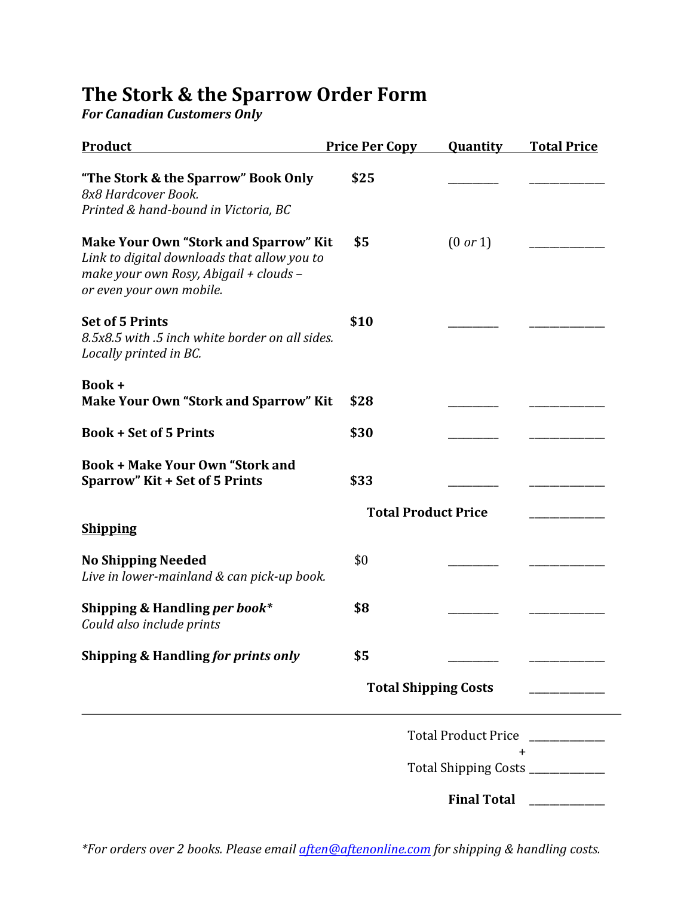# The Stork & the Sparrow Order Form

***For Canadian Customers Only***

| Product | Price Per Copy | Quantity | Total Price |
|---|---|---|---|
| **"The Stork & the Sparrow" Book Only**<br>*8x8 Hardcover Book.*<br>*Printed & hand-bound in Victoria, BC* | **$25** | ________ | ____________ |
| **Make Your Own "Stork and Sparrow" Kit**<br>*Link to digital downloads that allow you to make your own Rosy, Abigail + clouds – or even your own mobile.* | **$5** | (0 *or* 1) | ____________ |
| **Set of 5 Prints**<br>*8.5x8.5 with .5 inch white border on all sides.*<br>*Locally printed in BC.* | **$10** | ________ | ____________ |
| **Book +**<br>**Make Your Own "Stork and Sparrow" Kit** | **$28** | ________ | ____________ |
| **Book + Set of 5 Prints** | **$30** | ________ | ____________ |
| **Book + Make Your Own "Stork and Sparrow" Kit + Set of 5 Prints** | **$33** | ________ | ____________ |
| | **Total Product Price** | | ____________ |

| **Shipping** | | | |
|---|---|---|---|
| **No Shipping Needed**<br>*Live in lower-mainland & can pick-up book.* | $0 | ________ | ____________ |
| **Shipping & Handling *per book****<br>*Could also include prints* | **$8** | ________ | ____________ |
| **Shipping & Handling *for prints only*** | **$5** | ________ | ____________ |
| | **Total Shipping Costs** | | ____________ |

---

Total Product Price ____________

+

Total Shipping Costs ____________

**Final Total** ____________

**For orders over 2 books. Please email [aften@aftenonline.com](mailto:aften@aftenonline.com) for shipping & handling costs.*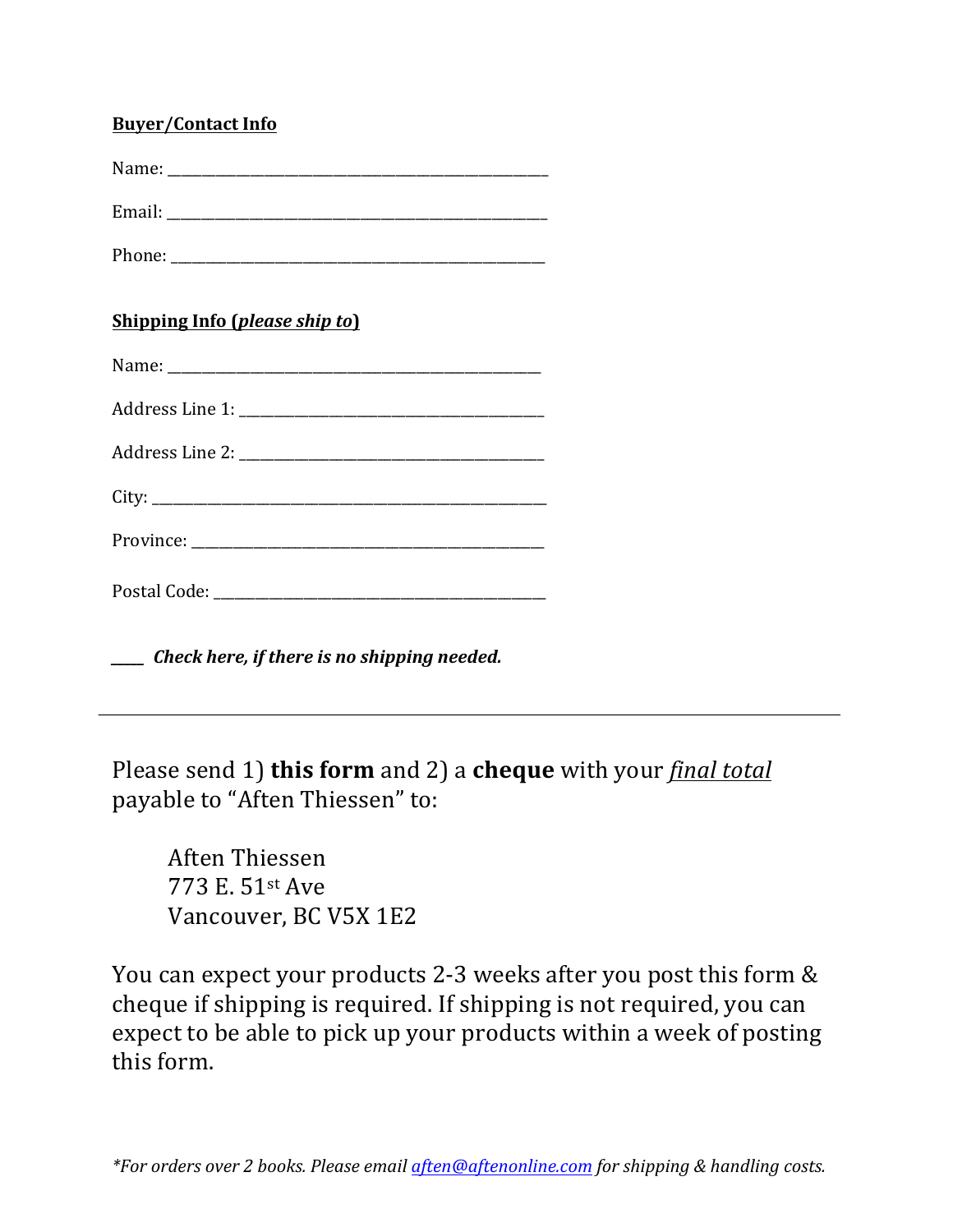**Buyer/Contact Info**

Name: ___________________________________________________

Email: ___________________________________________________

Phone: ___________________________________________________

**Shipping Info (*please ship to*)**

Name: ___________________________________________________

Address Line 1: ___________________________________________

Address Line 2: ___________________________________________

City: _____________________________________________________

Province: _________________________________________________

Postal Code: ______________________________________________

____ ***Check here, if there is no shipping needed.***

---

Please send 1) **this form** and 2) a **cheque** with your ***final total*** payable to "Aften Thiessen" to:

Aften Thiessen
773 E. 51st Ave
Vancouver, BC V5X 1E2

You can expect your products 2-3 weeks after you post this form & cheque if shipping is required. If shipping is not required, you can expect to be able to pick up your products within a week of posting this form.

**For orders over 2 books. Please email aften@aftenonline.com for shipping & handling costs.*